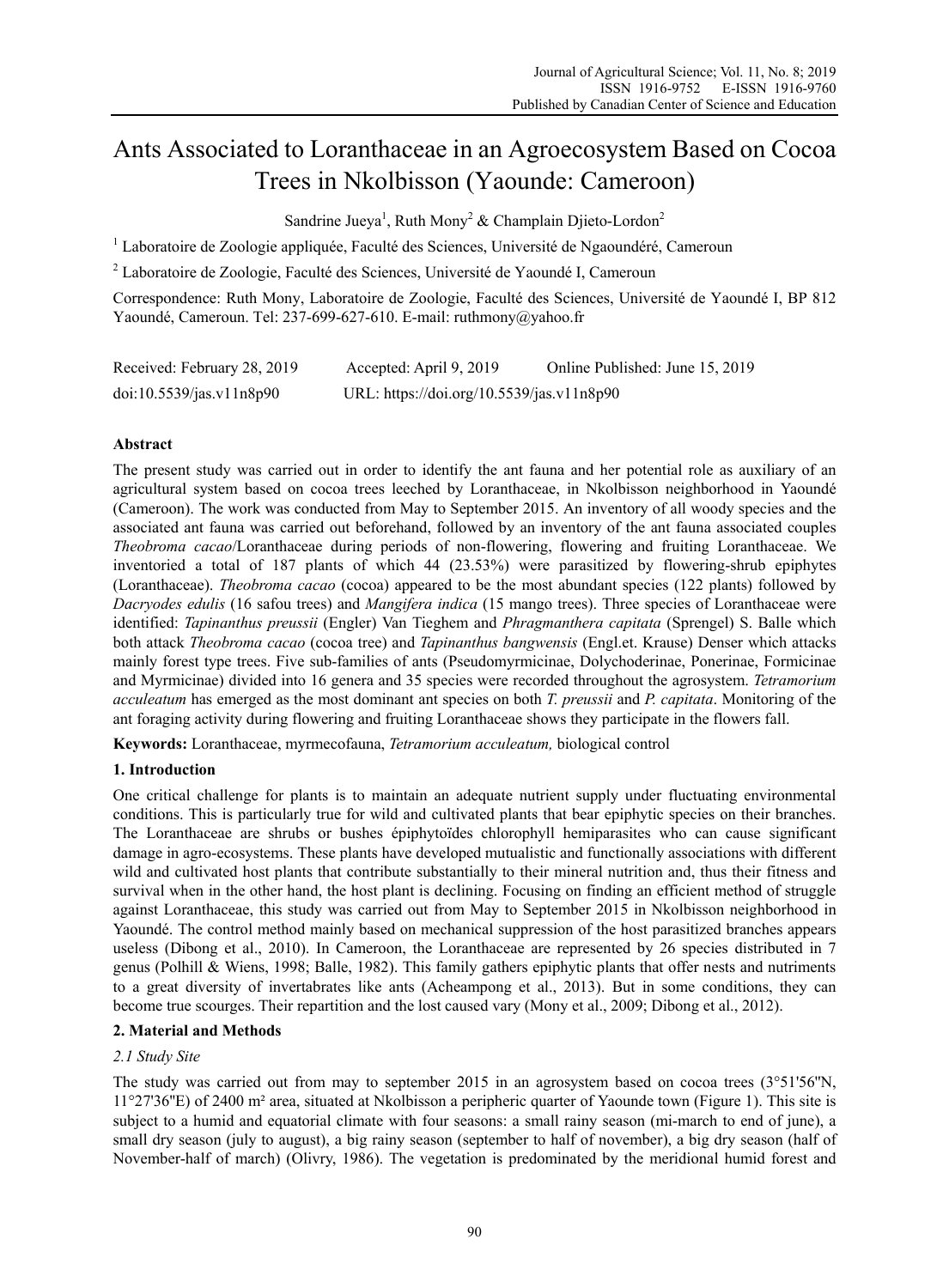# Ants Associated to Loranthaceae in an Agroecosystem Based on Cocoa Trees in Nkolbisson (Yaounde: Cameroon)

Sandrine Jueya[1], Ruth Mony[2] & Champlain Djieto-Lordon[2]

[1] Laboratoire de Zoologie appliquée, Faculté des Sciences, Université de Ngaoundéré, Cameroun

[2] Laboratoire de Zoologie, Faculté des Sciences, Université de Yaoundé I, Cameroun

Correspondence: Ruth Mony, Laboratoire de Zoologie, Faculté des Sciences, Université de Yaoundé I, BP 812 Yaoundé, Cameroun. Tel: 237-699-627-610. E-mail: ruthmony@yahoo.fr

Received: February 28, 2019 Accepted: April 9, 2019 Online Published: June 15, 2019

doi:10.5539/jas.v11n8p90 URL: https://doi.org/10.5539/jas.v11n8p90

## Abstract

The present study was carried out in order to identify the ant fauna and her potential role as auxiliary of an agricultural system based on cocoa trees leeched by Loranthaceae, in Nkolbisson neighborhood in Yaoundé (Cameroon). The work was conducted from May to September 2015. An inventory of all woody species and the associated ant fauna was carried out beforehand, followed by an inventory of the ant fauna associated couples *Theobroma cacao*/Loranthaceae during periods of non-flowering, flowering and fruiting Loranthaceae. We inventoried a total of 187 plants of which 44 (23.53%) were parasitized by flowering-shrub epiphytes (Loranthaceae). *Theobroma cacao* (cocoa) appeared to be the most abundant species (122 plants) followed by *Dacryodes edulis* (16 safou trees) and *Mangifera indica* (15 mango trees). Three species of Loranthaceae were identified: *Tapinanthus preussii* (Engler) Van Tieghem and *Phragmanthera capitata* (Sprengel) S. Balle which both attack *Theobroma cacao* (cocoa tree) and *Tapinanthus bangwensis* (Engl.et. Krause) Denser which attacks mainly forest type trees. Five sub-families of ants (Pseudomyrmicinae, Dolychoderinae, Ponerinae, Formicinae and Myrmicinae) divided into 16 genera and 35 species were recorded throughout the agrosystem. *Tetramorium acculeatum* has emerged as the most dominant ant species on both *T. preussii* and *P. capitata*. Monitoring of the ant foraging activity during flowering and fruiting Loranthaceae shows they participate in the flowers fall.

**Keywords:** Loranthaceae, myrmecofauna, *Tetramorium acculeatum,* biological control

## 1. Introduction

One critical challenge for plants is to maintain an adequate nutrient supply under fluctuating environmental conditions. This is particularly true for wild and cultivated plants that bear epiphytic species on their branches. The Loranthaceae are shrubs or bushes épiphytoïdes chlorophyll hemiparasites who can cause significant damage in agro-ecosystems. These plants have developed mutualistic and functionally associations with different wild and cultivated host plants that contribute substantially to their mineral nutrition and, thus their fitness and survival when in the other hand, the host plant is declining. Focusing on finding an efficient method of struggle against Loranthaceae, this study was carried out from May to September 2015 in Nkolbisson neighborhood in Yaoundé. The control method mainly based on mechanical suppression of the host parasitized branches appears useless (Dibong et al., 2010). In Cameroon, the Loranthaceae are represented by 26 species distributed in 7 genus (Polhill & Wiens, 1998; Balle, 1982). This family gathers epiphytic plants that offer nests and nutriments to a great diversity of invertabrates like ants (Acheampong et al., 2013). But in some conditions, they can become true scourges. Their repartition and the lost caused vary (Mony et al., 2009; Dibong et al., 2012).

## 2. Material and Methods

### *2.1 Study Site*

The study was carried out from may to september 2015 in an agrosystem based on cocoa trees (3°51'56''N, 11°27'36''E) of 2400 m² area, situated at Nkolbisson a peripheric quarter of Yaounde town (Figure 1). This site is subject to a humid and equatorial climate with four seasons: a small rainy season (mi-march to end of june), a small dry season (july to august), a big rainy season (september to half of november), a big dry season (half of November-half of march) (Olivry, 1986). The vegetation is predominated by the meridional humid forest and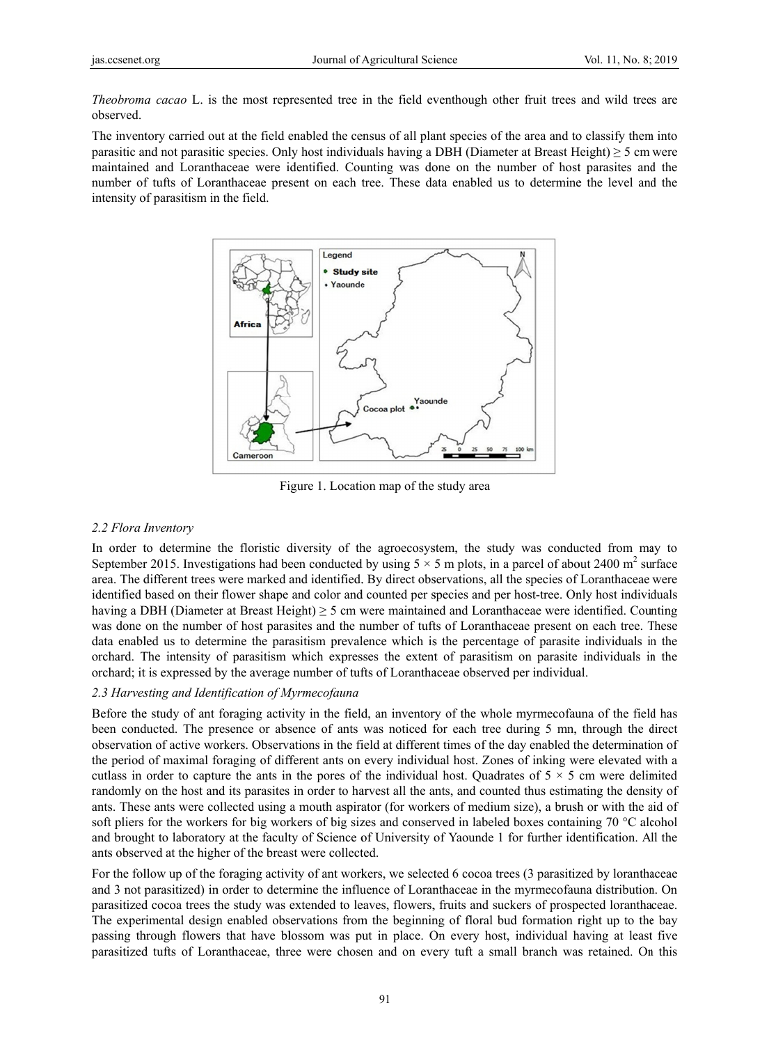*Theobroma cacao* L. is the most represented tree in the field eventhough other fruit trees and wild trees are observed.

The inventory carried out at the field enabled the census of all plant species of the area and to classify them into parasitic and not parasitic species. Only host individuals having a DBH (Diameter at Breast Height) ≥ 5 cm were maintained and Loranthaceae were identified. Counting was done on the number of host parasites and the number of tufts of Loranthaceae present on each tree. These data enabled us to determine the level and the intensity of parasitism in the field.

Figure 1. Location map of the study area

### 2.2 Flora Inventory

In order to determine the floristic diversity of the agroecosystem, the study was conducted from may to September 2015. Investigations had been conducted by using 5 × 5 m plots, in a parcel of about 2400 $m^2$ surface area. The different trees were marked and identified. By direct observations, all the species of Loranthaceae were identified based on their flower shape and color and counted per species and per host-tree. Only host individuals having a DBH (Diameter at Breast Height) ≥ 5 cm were maintained and Loranthaceae were identified. Counting was done on the number of host parasites and the number of tufts of Loranthaceae present on each tree. These data enabled us to determine the parasitism prevalence which is the percentage of parasite individuals in the orchard. The intensity of parasitism which expresses the extent of parasitism on parasite individuals in the orchard; it is expressed by the average number of tufts of Loranthaceae observed per individual.

### 2.3 Harvesting and Identification of Myrmecofauna

Before the study of ant foraging activity in the field, an inventory of the whole myrmecofauna of the field has been conducted. The presence or absence of ants was noticed for each tree during 5 mn, through the direct observation of active workers. Observations in the field at different times of the day enabled the determination of the period of maximal foraging of different ants on every individual host. Zones of inking were elevated with a cutlass in order to capture the ants in the pores of the individual host. Quadrates of 5 × 5 cm were delimited randomly on the host and its parasites in order to harvest all the ants, and counted thus estimating the density of ants. These ants were collected using a mouth aspirator (for workers of medium size), a brush or with the aid of soft pliers for the workers for big workers of big sizes and conserved in labeled boxes containing 70 °C alcohol and brought to laboratory at the faculty of Science of University of Yaounde 1 for further identification. All the ants observed at the higher of the breast were collected.

For the follow up of the foraging activity of ant workers, we selected 6 cocoa trees (3 parasitized by loranthaceae and 3 not parasitized) in order to determine the influence of Loranthaceae in the myrmecofauna distribution. On parasitized cocoa trees the study was extended to leaves, flowers, fruits and suckers of prospected loranthaceae. The experimental design enabled observations from the beginning of floral bud formation right up to the bay passing through flowers that have blossom was put in place. On every host, individual having at least five parasitized tufts of Loranthaceae, three were chosen and on every tuft a small branch was retained. On this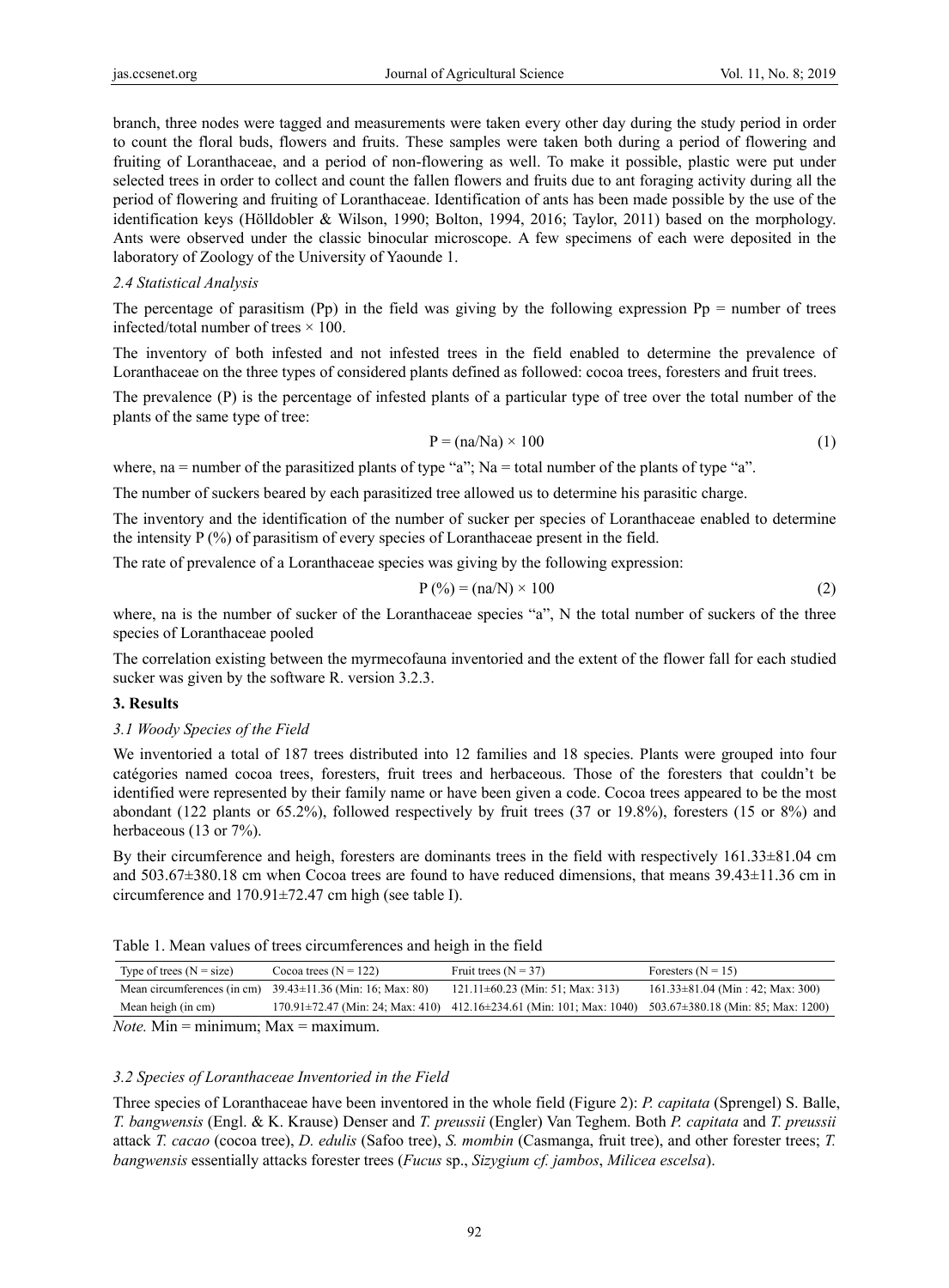branch, three nodes were tagged and measurements were taken every other day during the study period in order to count the floral buds, flowers and fruits. These samples were taken both during a period of flowering and fruiting of Loranthaceae, and a period of non-flowering as well. To make it possible, plastic were put under selected trees in order to collect and count the fallen flowers and fruits due to ant foraging activity during all the period of flowering and fruiting of Loranthaceae. Identification of ants has been made possible by the use of the identification keys (Hölldobler & Wilson, 1990; Bolton, 1994, 2016; Taylor, 2011) based on the morphology. Ants were observed under the classic binocular microscope. A few specimens of each were deposited in the laboratory of Zoology of the University of Yaounde 1.

### *2.4 Statistical Analysis*

The percentage of parasitism (Pp) in the field was giving by the following expression Pp = number of trees infected/total number of trees × 100.

The inventory of both infested and not infested trees in the field enabled to determine the prevalence of Loranthaceae on the three types of considered plants defined as followed: cocoa trees, foresters and fruit trees.

The prevalence (P) is the percentage of infested plants of a particular type of tree over the total number of the plants of the same type of tree:

$$P = (na/Na) \times 100 \tag{1}$$

where, na = number of the parasitized plants of type "a"; Na = total number of the plants of type "a".

The number of suckers beared by each parasitized tree allowed us to determine his parasitic charge.

The inventory and the identification of the number of sucker per species of Loranthaceae enabled to determine the intensity P (%) of parasitism of every species of Loranthaceae present in the field.

The rate of prevalence of a Loranthaceae species was giving by the following expression:

$$P\ (\%) = (na/N) \times 100 \tag{2}$$

where, na is the number of sucker of the Loranthaceae species "a", N the total number of suckers of the three species of Loranthaceae pooled

The correlation existing between the myrmecofauna inventoried and the extent of the flower fall for each studied sucker was given by the software R. version 3.2.3.

## 3. Results

### *3.1 Woody Species of the Field*

We inventoried a total of 187 trees distributed into 12 families and 18 species. Plants were grouped into four catégories named cocoa trees, foresters, fruit trees and herbaceous. Those of the foresters that couldn't be identified were represented by their family name or have been given a code. Cocoa trees appeared to be the most abondant (122 plants or 65.2%), followed respectively by fruit trees (37 or 19.8%), foresters (15 or 8%) and herbaceous (13 or 7%).

By their circumference and heigh, foresters are dominants trees in the field with respectively 161.33±81.04 cm and 503.67±380.18 cm when Cocoa trees are found to have reduced dimensions, that means 39.43±11.36 cm in circumference and 170.91±72.47 cm high (see table I).

Table 1. Mean values of trees circumferences and heigh in the field

| Type of trees (N = size) | Cocoa trees (N = 122) | Fruit trees (N = 37) | Foresters (N = 15) |
|---|---|---|---|
| Mean circumferences (in cm) | 39.43±11.36 (Min: 16; Max: 80) | 121.11±60.23 (Min: 51; Max: 313) | 161.33±81.04 (Min : 42; Max: 300) |
| Mean heigh (in cm) | 170.91±72.47 (Min: 24; Max: 410) | 412.16±234.61 (Min: 101; Max: 1040) | 503.67±380.18 (Min: 85; Max: 1200) |

*Note.* Min = minimum; Max = maximum.

### *3.2 Species of Loranthaceae Inventoried in the Field*

Three species of Loranthaceae have been inventored in the whole field (Figure 2): *P. capitata* (Sprengel) S. Balle, *T. bangwensis* (Engl. & K. Krause) Denser and *T. preussii* (Engler) Van Teghem. Both *P. capitata* and *T. preussii* attack *T. cacao* (cocoa tree), *D. edulis* (Safoo tree), *S. mombin* (Casmanga, fruit tree), and other forester trees; *T. bangwensis* essentially attacks forester trees (*Fucus* sp., *Sizygium cf. jambos*, *Milicea escelsa*).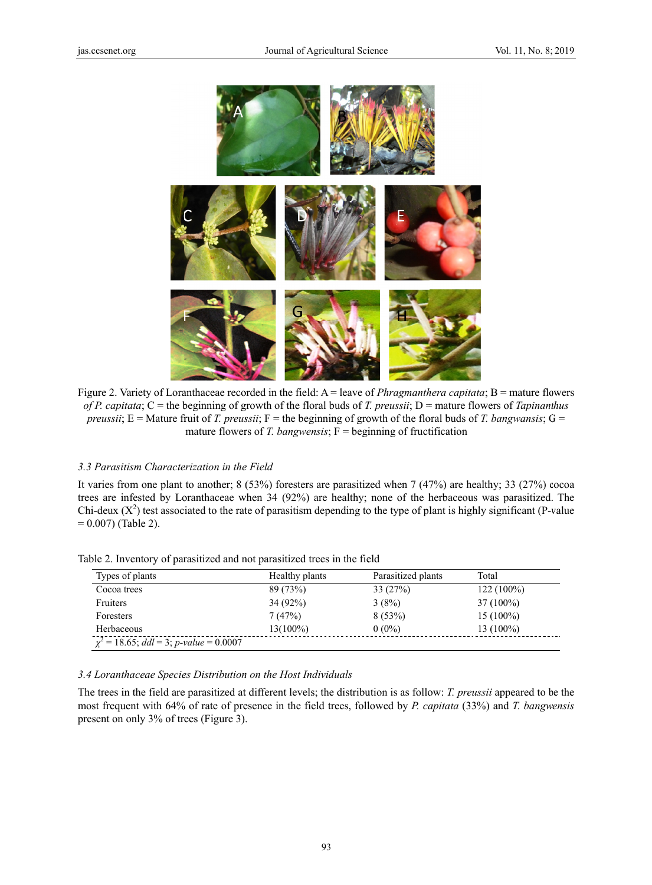Figure 2. Variety of Loranthaceae recorded in the field: A = leave of *Phragmanthera capitata*; B = mature flowers of *P. capitata*; C = the beginning of growth of the floral buds of *T. preussii*; D = mature flowers of *Tapinanthus preussii*; E = Mature fruit of *T. preussii*; F = the beginning of growth of the floral buds of *T. bangwansis*; G = mature flowers of *T. bangwensis*; F = beginning of fructification

### 3.3 Parasitism Characterization in the Field

It varies from one plant to another; 8 (53%) foresters are parasitized when 7 (47%) are healthy; 33 (27%) cocoa trees are infested by Loranthaceae when 34 (92%) are healthy; none of the herbaceous was parasitized. The Chi-deux ($X^2$) test associated to the rate of parasitism depending to the type of plant is highly significant (P-value = 0.007) (Table 2).

Table 2. Inventory of parasitized and not parasitized trees in the field

| Types of plants | Healthy plants | Parasitized plants | Total |
|---|---|---|---|
| Cocoa trees | 89 (73%) | 33 (27%) | 122 (100%) |
| Fruiters | 34 (92%) | 3 (8%) | 37 (100%) |
| Foresters | 7 (47%) | 8 (53%) | 15 (100%) |
| Herbaceous | 13(100%) | 0 (0%) | 13 (100%) |
| $\chi^2$ = 18.65; *ddl* = 3; *p-value* = 0.0007 | | | |

### 3.4 Loranthaceae Species Distribution on the Host Individuals

The trees in the field are parasitized at different levels; the distribution is as follow: *T. preussii* appeared to be the most frequent with 64% of rate of presence in the field trees, followed by *P. capitata* (33%) and *T. bangwensis* present on only 3% of trees (Figure 3).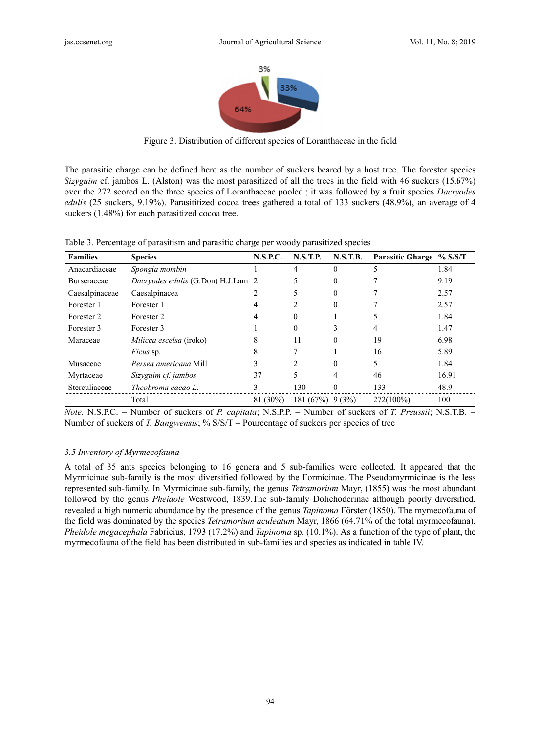Figure 3. Distribution of different species of Loranthaceae in the field

The parasitic charge can be defined here as the number of suckers beared by a host tree. The forester species *Sizyguim* cf. jambos L. (Alston) was the most parasitized of all the trees in the field with 46 suckers (15.67%) over the 272 scored on the three species of Loranthaceae pooled ; it was followed by a fruit species *Dacryodes edulis* (25 suckers, 9.19%). Parasititized cocoa trees gathered a total of 133 suckers (48.9%), an average of 4 suckers (1.48%) for each parasitized cocoa tree.

Table 3. Percentage of parasitism and parasitic charge per woody parasitized species

| Families | Species | N.S.P.C. | N.S.T.P. | N.S.T.B. | Parasitic Gharge | % S/S/T |
|---|---|---|---|---|---|---|
| Anacardiaceae | *Spongia mombin* | 1 | 4 | 0 | 5 | 1.84 |
| Burseraceae | *Dacryodes edulis* (G.Don) H.J.Lam | 2 | 5 | 0 | 7 | 9.19 |
| Caesalpinaceae | Caesalpinacea | 2 | 5 | 0 | 7 | 2.57 |
| Forester 1 | Forester 1 | 4 | 2 | 0 | 7 | 2.57 |
| Forester 2 | Forester 2 | 4 | 0 | 1 | 5 | 1.84 |
| Forester 3 | Forester 3 | 1 | 0 | 3 | 4 | 1.47 |
| Maraceae | *Milicea escelsa* (iroko) | 8 | 11 | 0 | 19 | 6.98 |
| | *Ficus* sp. | 8 | 7 | 1 | 16 | 5.89 |
| Musaceae | *Persea americana* Mill | 3 | 2 | 0 | 5 | 1.84 |
| Myrtaceae | *Sizyguim cf. jambos* | 37 | 5 | 4 | 46 | 16.91 |
| Sterculiaceae | *Theobroma cacao L.* | 3 | 130 | 0 | 133 | 48.9 |
| | Total | 81 (30%) | 181 (67%) | 9 (3%) | 272(100%) | 100 |

*Note.* N.S.P.C. = Number of suckers of *P. capitata*; N.S.P.P. = Number of suckers of *T. Preussii*; N.S.T.B. = Number of suckers of *T. Bangwensis*; % S/S/T = Pourcentage of suckers per species of tree

### 3.5 Inventory of Myrmecofauna

A total of 35 ants species belonging to 16 genera and 5 sub-families were collected. It appeared that the Myrmicinae sub-family is the most diversified followed by the Formicinae. The Pseudomyrmicinae is the less represented sub-family. In Myrmicinae sub-family, the genus *Tetramorium* Mayr, (1855) was the most abundant followed by the genus *Pheidole* Westwood, 1839.The sub-family Dolichoderinae although poorly diversified, revealed a high numeric abundance by the presence of the genus *Tapinoma* Förster (1850). The mymecofauna of the field was dominated by the species *Tetramorium aculeatum* Mayr, 1866 (64.71% of the total myrmecofauna), *Pheidole megacephala* Fabricius, 1793 (17.2%) and *Tapinoma* sp. (10.1%). As a function of the type of plant, the myrmecofauna of the field has been distributed in sub-families and species as indicated in table IV.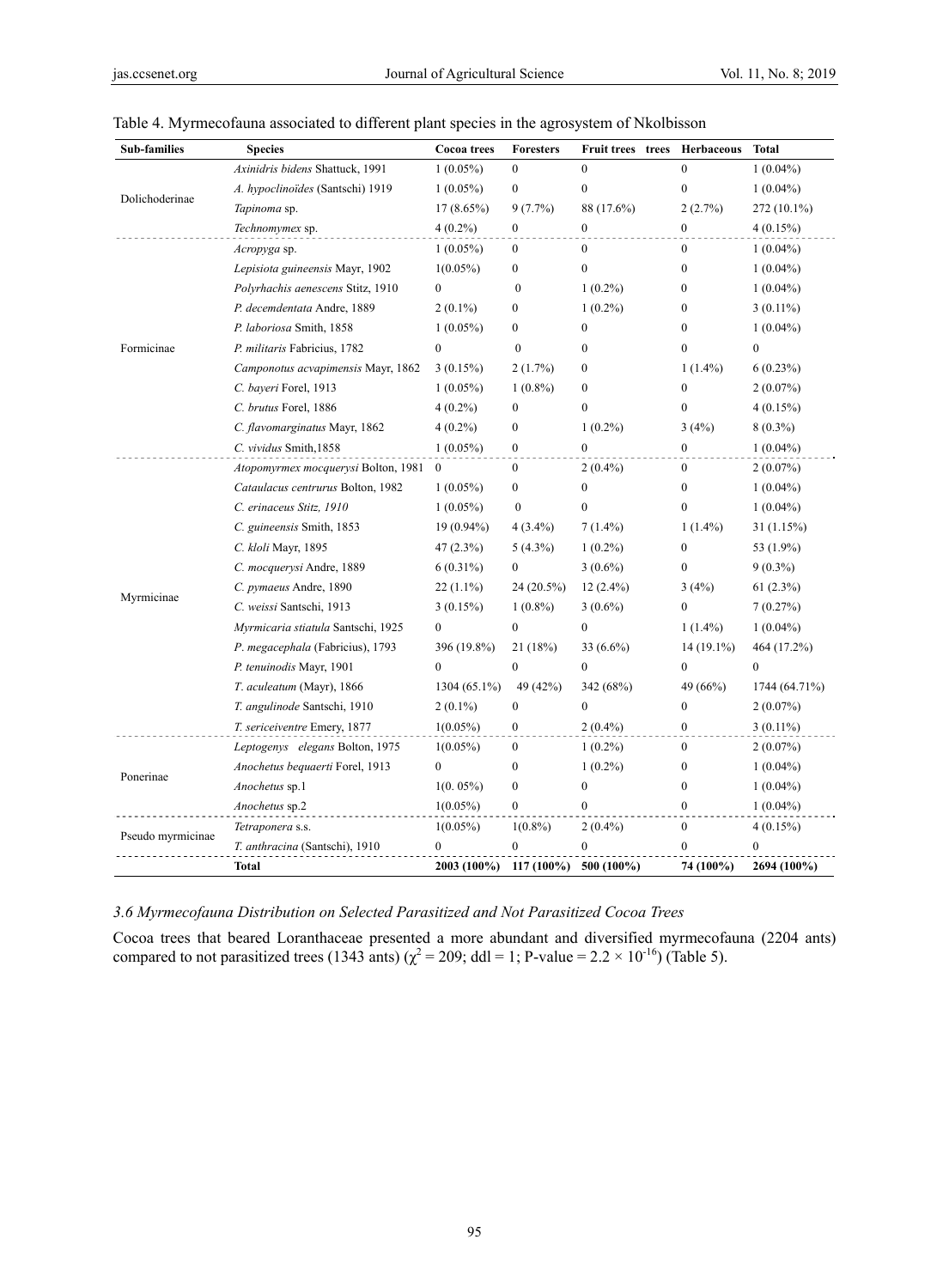Table 4. Myrmecofauna associated to different plant species in the agrosystem of Nkolbisson

| Sub-families | Species | Cocoa trees | Foresters | Fruit trees trees | Herbaceous | Total |
|---|---|---|---|---|---|---|
| Dolichoderinae | *Axinidris bidens* Shattuck, 1991 | 1 (0.05%) | 0 | 0 | 0 | 1 (0.04%) |
| | *A. hypoclinoïdes* (Santschi) 1919 | 1 (0.05%) | 0 | 0 | 0 | 1 (0.04%) |
| | *Tapinoma* sp. | 17 (8.65%) | 9 (7.7%) | 88 (17.6%) | 2 (2.7%) | 272 (10.1%) |
| | *Technomymex* sp. | 4 (0.2%) | 0 | 0 | 0 | 4 (0.15%) |
| Formicinae | *Acropyga* sp. | 1 (0.05%) | 0 | 0 | 0 | 1 (0.04%) |
| | *Lepisiota guineensis* Mayr, 1902 | 1(0.05%) | 0 | 0 | 0 | 1 (0.04%) |
| | *Polyrhachis aenescens* Stitz, 1910 | 0 | 0 | 1 (0.2%) | 0 | 1 (0.04%) |
| | *P. decemdentata* Andre, 1889 | 2 (0.1%) | 0 | 1 (0.2%) | 0 | 3 (0.11%) |
| | *P. laboriosa* Smith, 1858 | 1 (0.05%) | 0 | 0 | 0 | 1 (0.04%) |
| | *P. militaris* Fabricius, 1782 | 0 | 0 | 0 | 0 | 0 |
| | *Camponotus acvapimensis* Mayr, 1862 | 3 (0.15%) | 2 (1.7%) | 0 | 1 (1.4%) | 6 (0.23%) |
| | *C. bayeri* Forel, 1913 | 1 (0.05%) | 1 (0.8%) | 0 | 0 | 2 (0.07%) |
| | *C. brutus* Forel, 1886 | 4 (0.2%) | 0 | 0 | 0 | 4 (0.15%) |
| | *C. flavomarginatus* Mayr, 1862 | 4 (0.2%) | 0 | 1 (0.2%) | 3 (4%) | 8 (0.3%) |
| | *C. vividus* Smith,1858 | 1 (0.05%) | 0 | 0 | 0 | 1 (0.04%) |
| Myrmicinae | *Atopomyrmex mocquerysi* Bolton, 1981 | 0 | 0 | 2 (0.4%) | 0 | 2 (0.07%) |
| | *Cataulacus centrurus* Bolton, 1982 | 1 (0.05%) | 0 | 0 | 0 | 1 (0.04%) |
| | *C. erinaceus Stitz, 1910* | 1 (0.05%) | 0 | 0 | 0 | 1 (0.04%) |
| | *C. guineensis* Smith, 1853 | 19 (0.94%) | 4 (3.4%) | 7 (1.4%) | 1 (1.4%) | 31 (1.15%) |
| | *C. kloli* Mayr, 1895 | 47 (2.3%) | 5 (4.3%) | 1 (0.2%) | 0 | 53 (1.9%) |
| | *C. mocquerysi* Andre, 1889 | 6 (0.31%) | 0 | 3 (0.6%) | 0 | 9 (0.3%) |
| | *C. pymaeus* Andre, 1890 | 22 (1.1%) | 24 (20.5%) | 12 (2.4%) | 3 (4%) | 61 (2.3%) |
| | *C. weissi* Santschi, 1913 | 3 (0.15%) | 1 (0.8%) | 3 (0.6%) | 0 | 7 (0.27%) |
| | *Myrmicaria stiatula* Santschi, 1925 | 0 | 0 | 0 | 1 (1.4%) | 1 (0.04%) |
| | *P. megacephala* (Fabricius), 1793 | 396 (19.8%) | 21 (18%) | 33 (6.6%) | 14 (19.1%) | 464 (17.2%) |
| | *P. tenuinodis* Mayr, 1901 | 0 | 0 | 0 | 0 | 0 |
| | *T. aculeatum* (Mayr), 1866 | 1304 (65.1%) | 49 (42%) | 342 (68%) | 49 (66%) | 1744 (64.71%) |
| | *T. angulinode* Santschi, 1910 | 2 (0.1%) | 0 | 0 | 0 | 2 (0.07%) |
| | *T. sericeiventre* Emery, 1877 | 1(0.05%) | 0 | 2 (0.4%) | 0 | 3 (0.11%) |
| Ponerinae | *Leptogenys elegans* Bolton, 1975 | 1(0.05%) | 0 | 1 (0.2%) | 0 | 2 (0.07%) |
| | *Anochetus bequaerti* Forel, 1913 | 0 | 0 | 1 (0.2%) | 0 | 1 (0.04%) |
| | *Anochetus* sp.1 | 1(0. 05%) | 0 | 0 | 0 | 1 (0.04%) |
| | *Anochetus* sp.2 | 1(0.05%) | 0 | 0 | 0 | 1 (0.04%) |
| Pseudo myrmicinae | *Tetraponera* s.s. | 1(0.05%) | 1(0.8%) | 2 (0.4%) | 0 | 4 (0.15%) |
| | *T. anthracina* (Santschi), 1910 | 0 | 0 | 0 | 0 | 0 |
| | **Total** | **2003 (100%)** | **117 (100%)** | **500 (100%)** | **74 (100%)** | **2694 (100%)** |

### 3.6 Myrmecofauna Distribution on Selected Parasitized and Not Parasitized Cocoa Trees

Cocoa trees that beared Loranthaceae presented a more abundant and diversified myrmecofauna (2204 ants) compared to not parasitized trees (1343 ants) ($\chi^2 = 209$; ddl = 1; P-value = $2.2 \times 10^{-16}$) (Table 5).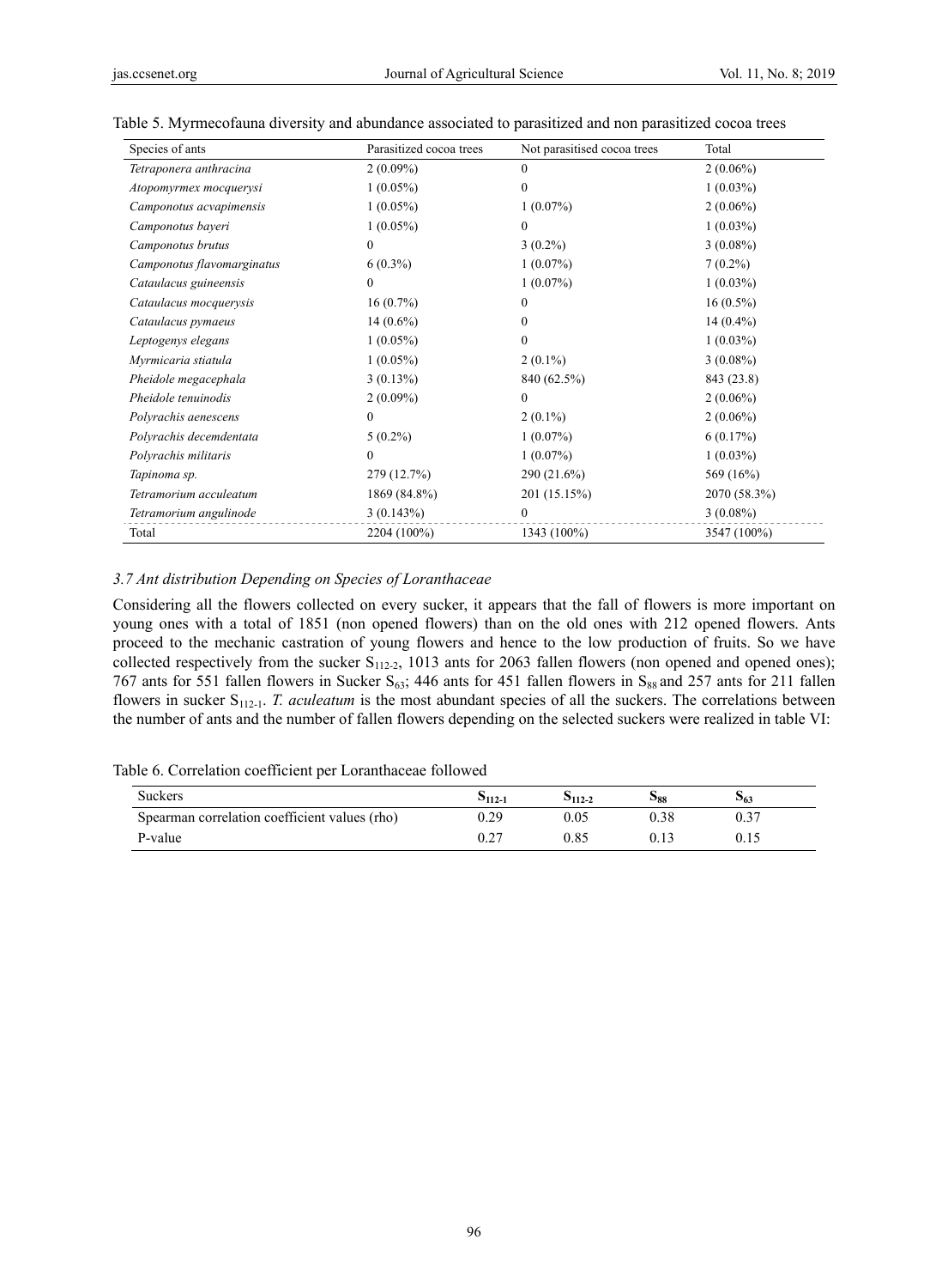Table 5. Myrmecofauna diversity and abundance associated to parasitized and non parasitized cocoa trees

| Species of ants | Parasitized cocoa trees | Not parasitised cocoa trees | Total |
|---|---|---|---|
| *Tetraponera anthracina* | 2 (0.09%) | 0 | 2 (0.06%) |
| *Atopomyrmex mocquerysi* | 1 (0.05%) | 0 | 1 (0.03%) |
| *Camponotus acvapimensis* | 1 (0.05%) | 1 (0.07%) | 2 (0.06%) |
| *Camponotus bayeri* | 1 (0.05%) | 0 | 1 (0.03%) |
| *Camponotus brutus* | 0 | 3 (0.2%) | 3 (0.08%) |
| *Camponotus flavomarginatus* | 6 (0.3%) | 1 (0.07%) | 7 (0.2%) |
| *Cataulacus guineensis* | 0 | 1 (0.07%) | 1 (0.03%) |
| *Cataulacus mocquerysis* | 16 (0.7%) | 0 | 16 (0.5%) |
| *Cataulacus pymaeus* | 14 (0.6%) | 0 | 14 (0.4%) |
| *Leptogenys elegans* | 1 (0.05%) | 0 | 1 (0.03%) |
| *Myrmicaria stiatula* | 1 (0.05%) | 2 (0.1%) | 3 (0.08%) |
| *Pheidole megacephala* | 3 (0.13%) | 840 (62.5%) | 843 (23.8) |
| *Pheidole tenuinodis* | 2 (0.09%) | 0 | 2 (0.06%) |
| *Polyrachis aenescens* | 0 | 2 (0.1%) | 2 (0.06%) |
| *Polyrachis decemdentata* | 5 (0.2%) | 1 (0.07%) | 6 (0.17%) |
| *Polyrachis militaris* | 0 | 1 (0.07%) | 1 (0.03%) |
| *Tapinoma sp.* | 279 (12.7%) | 290 (21.6%) | 569 (16%) |
| *Tetramorium acculeatum* | 1869 (84.8%) | 201 (15.15%) | 2070 (58.3%) |
| *Tetramorium angulinode* | 3 (0.143%) | 0 | 3 (0.08%) |
| Total | 2204 (100%) | 1343 (100%) | 3547 (100%) |

### *3.7 Ant distribution Depending on Species of Loranthaceae*

Considering all the flowers collected on every sucker, it appears that the fall of flowers is more important on young ones with a total of 1851 (non opened flowers) than on the old ones with 212 opened flowers. Ants proceed to the mechanic castration of young flowers and hence to the low production of fruits. So we have collected respectively from the sucker $S_{112-2}$, 1013 ants for 2063 fallen flowers (non opened and opened ones); 767 ants for 551 fallen flowers in Sucker $S_{63}$; 446 ants for 451 fallen flowers in $S_{88}$ and 257 ants for 211 fallen flowers in sucker $S_{112-1}$. *T. aculeatum* is the most abundant species of all the suckers. The correlations between the number of ants and the number of fallen flowers depending on the selected suckers were realized in table VI:

Table 6. Correlation coefficient per Loranthaceae followed

| Suckers | $S_{112-1}$ | $S_{112-2}$ | $S_{88}$ | $S_{63}$ |
|---|---|---|---|---|
| Spearman correlation coefficient values (rho) | 0.29 | 0.05 | 0.38 | 0.37 |
| P-value | 0.27 | 0.85 | 0.13 | 0.15 |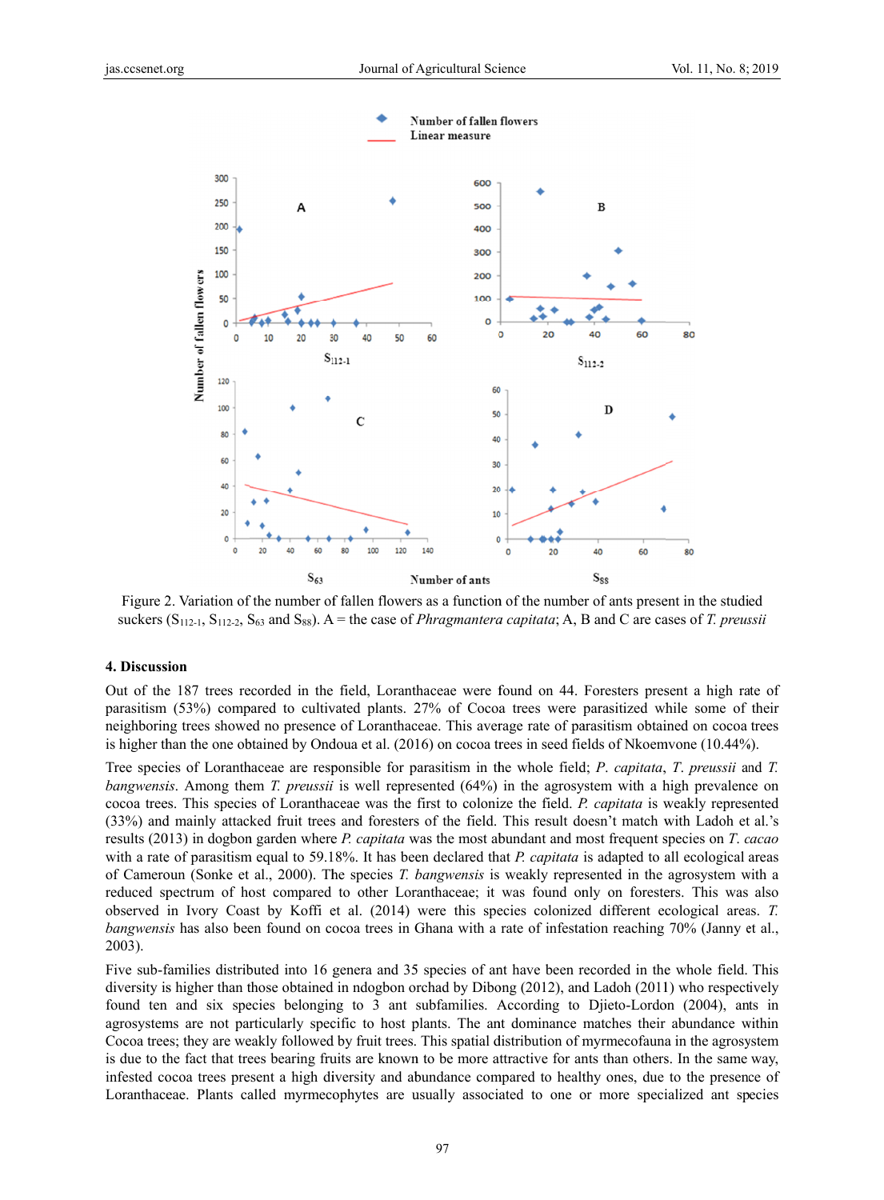Figure 2. Variation of the number of fallen flowers as a function of the number of ants present in the studied suckers ($S_{112-1}$, $S_{112-2}$, $S_{63}$ and $S_{88}$). A = the case of *Phragmantera capitata*; A, B and C are cases of *T. preussii*

## 4. Discussion

Out of the 187 trees recorded in the field, Loranthaceae were found on 44. Foresters present a high rate of parasitism (53%) compared to cultivated plants. 27% of Cocoa trees were parasitized while some of their neighboring trees showed no presence of Loranthaceae. This average rate of parasitism obtained on cocoa trees is higher than the one obtained by Ondoua et al. (2016) on cocoa trees in seed fields of Nkoemvone (10.44%).

Tree species of Loranthaceae are responsible for parasitism in the whole field; *P. capitata*, *T. preussii* and *T. bangwensis*. Among them *T. preussii* is well represented (64%) in the agrosystem with a high prevalence on cocoa trees. This species of Loranthaceae was the first to colonize the field. *P. capitata* is weakly represented (33%) and mainly attacked fruit trees and foresters of the field. This result doesn't match with Ladoh et al.'s results (2013) in dogbon garden where *P. capitata* was the most abundant and most frequent species on *T. cacao* with a rate of parasitism equal to 59.18%. It has been declared that *P. capitata* is adapted to all ecological areas of Cameroun (Sonke et al., 2000). The species *T. bangwensis* is weakly represented in the agrosystem with a reduced spectrum of host compared to other Loranthaceae; it was found only on foresters. This was also observed in Ivory Coast by Koffi et al. (2014) were this species colonized different ecological areas. *T. bangwensis* has also been found on cocoa trees in Ghana with a rate of infestation reaching 70% (Janny et al., 2003).

Five sub-families distributed into 16 genera and 35 species of ant have been recorded in the whole field. This diversity is higher than those obtained in ndogbon orchad by Dibong (2012), and Ladoh (2011) who respectively found ten and six species belonging to 3 ant subfamilies. According to Djieto-Lordon (2004), ants in agrosystems are not particularly specific to host plants. The ant dominance matches their abundance within Cocoa trees; they are weakly followed by fruit trees. This spatial distribution of myrmecofauna in the agrosystem is due to the fact that trees bearing fruits are known to be more attractive for ants than others. In the same way, infested cocoa trees present a high diversity and abundance compared to healthy ones, due to the presence of Loranthaceae. Plants called myrmecophytes are usually associated to one or more specialized ant species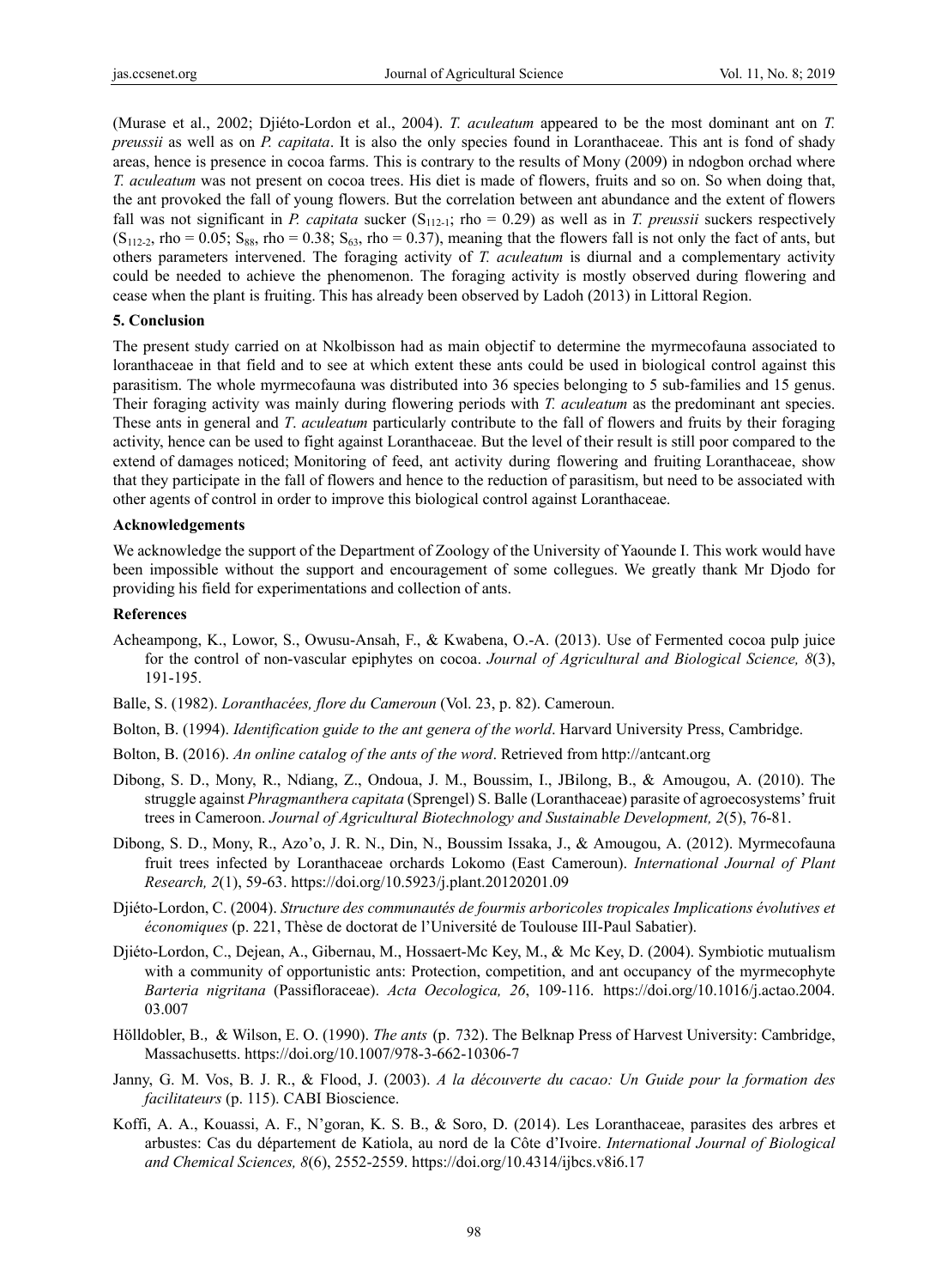(Murase et al., 2002; Djiéto-Lordon et al., 2004). *T. aculeatum* appeared to be the most dominant ant on *T. preussii* as well as on *P. capitata*. It is also the only species found in Loranthaceae. This ant is fond of shady areas, hence is presence in cocoa farms. This is contrary to the results of Mony (2009) in ndogbon orchad where *T. aculeatum* was not present on cocoa trees. His diet is made of flowers, fruits and so on. So when doing that, the ant provoked the fall of young flowers. But the correlation between ant abundance and the extent of flowers fall was not significant in *P. capitata* sucker ($S_{112\text{-}1}$; rho = 0.29) as well as in *T. preussii* suckers respectively ($S_{112\text{-}2}$, rho = 0.05; $S_{88}$, rho = 0.38; $S_{63}$, rho = 0.37), meaning that the flowers fall is not only the fact of ants, but others parameters intervened. The foraging activity of *T. aculeatum* is diurnal and a complementary activity could be needed to achieve the phenomenon. The foraging activity is mostly observed during flowering and cease when the plant is fruiting. This has already been observed by Ladoh (2013) in Littoral Region.

## 5. Conclusion

The present study carried on at Nkolbisson had as main objectif to determine the myrmecofauna associated to loranthaceae in that field and to see at which extent these ants could be used in biological control against this parasitism. The whole myrmecofauna was distributed into 36 species belonging to 5 sub-families and 15 genus. Their foraging activity was mainly during flowering periods with *T. aculeatum* as the predominant ant species. These ants in general and *T. aculeatum* particularly contribute to the fall of flowers and fruits by their foraging activity, hence can be used to fight against Loranthaceae. But the level of their result is still poor compared to the extend of damages noticed; Monitoring of feed, ant activity during flowering and fruiting Loranthaceae, show that they participate in the fall of flowers and hence to the reduction of parasitism, but need to be associated with other agents of control in order to improve this biological control against Loranthaceae.

## Acknowledgements

We acknowledge the support of the Department of Zoology of the University of Yaounde I. This work would have been impossible without the support and encouragement of some collegues. We greatly thank Mr Djodo for providing his field for experimentations and collection of ants.

## References

Acheampong, K., Lowor, S., Owusu-Ansah, F., & Kwabena, O.-A. (2013). Use of Fermented cocoa pulp juice for the control of non-vascular epiphytes on cocoa. *Journal of Agricultural and Biological Science, 8*(3), 191-195.

Balle, S. (1982). *Loranthacées, flore du Cameroun* (Vol. 23, p. 82). Cameroun.

Bolton, B. (1994). *Identification guide to the ant genera of the world*. Harvard University Press, Cambridge.

Bolton, B. (2016). *An online catalog of the ants of the word*. Retrieved from http://antcant.org

Dibong, S. D., Mony, R., Ndiang, Z., Ondoua, J. M., Boussim, I., JBilong, B., & Amougou, A. (2010). The struggle against *Phragmanthera capitata* (Sprengel) S. Balle (Loranthaceae) parasite of agroecosystems' fruit trees in Cameroon. *Journal of Agricultural Biotechnology and Sustainable Development, 2*(5), 76-81.

Dibong, S. D., Mony, R., Azo'o, J. R. N., Din, N., Boussim Issaka, J., & Amougou, A. (2012). Myrmecofauna fruit trees infected by Loranthaceae orchards Lokomo (East Cameroun). *International Journal of Plant Research, 2*(1), 59-63. https://doi.org/10.5923/j.plant.20120201.09

Djiéto-Lordon, C. (2004). *Structure des communautés de fourmis arboricoles tropicales Implications évolutives et économiques* (p. 221, Thèse de doctorat de l'Université de Toulouse III-Paul Sabatier).

Djiéto-Lordon, C., Dejean, A., Gibernau, M., Hossaert-Mc Key, M., & Mc Key, D. (2004). Symbiotic mutualism with a community of opportunistic ants: Protection, competition, and ant occupancy of the myrmecophyte *Barteria nigritana* (Passifloraceae). *Acta Oecologica, 26*, 109-116. https://doi.org/10.1016/j.actao.2004.03.007

Hölldobler, B., & Wilson, E. O. (1990). *The ants* (p. 732). The Belknap Press of Harvest University: Cambridge, Massachusetts. https://doi.org/10.1007/978-3-662-10306-7

Janny, G. M. Vos, B. J. R., & Flood, J. (2003). *A la découverte du cacao: Un Guide pour la formation des facilitateurs* (p. 115). CABI Bioscience.

Koffi, A. A., Kouassi, A. F., N'goran, K. S. B., & Soro, D. (2014). Les Loranthaceae, parasites des arbres et arbustes: Cas du département de Katiola, au nord de la Côte d'Ivoire. *International Journal of Biological and Chemical Sciences, 8*(6), 2552-2559. https://doi.org/10.4314/ijbcs.v8i6.17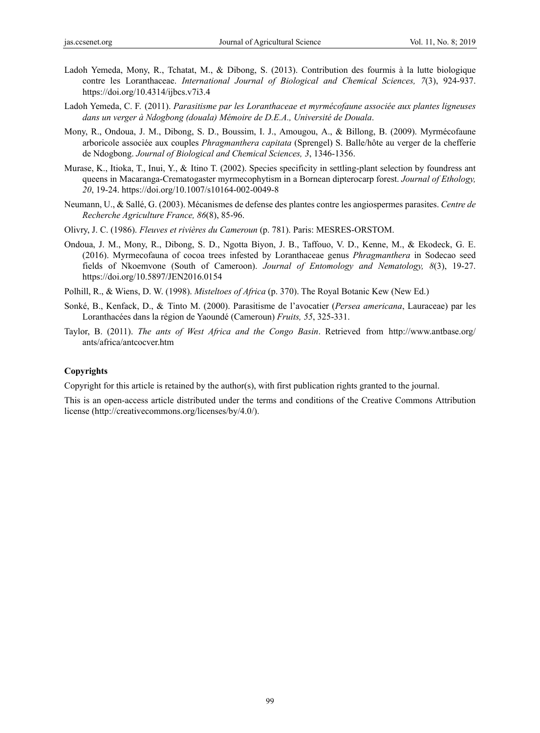Ladoh Yemeda, Mony, R., Tchatat, M., & Dibong, S. (2013). Contribution des fourmis à la lutte biologique contre les Loranthaceae. *International Journal of Biological and Chemical Sciences, 7*(3), 924-937. https://doi.org/10.4314/ijbcs.v7i3.4

Ladoh Yemeda, C. F. (2011). *Parasitisme par les Loranthaceae et myrmécofaune associée aux plantes ligneuses dans un verger à Ndogbong (douala) Mémoire de D.E.A., Université de Douala*.

Mony, R., Ondoua, J. M., Dibong, S. D., Boussim, I. J., Amougou, A., & Billong, B. (2009). Myrmécofaune arboricole associée aux couples *Phragmanthera capitata* (Sprengel) S. Balle/hôte au verger de la chefferie de Ndogbong. *Journal of Biological and Chemical Sciences, 3*, 1346-1356.

Murase, K., Itioka, T., Inui, Y., & Itino T. (2002). Species specificity in settling-plant selection by foundress ant queens in Macaranga-Crematogaster myrmecophytism in a Bornean dipterocarp forest. *Journal of Ethology, 20*, 19-24. https://doi.org/10.1007/s10164-002-0049-8

Neumann, U., & Sallé, G. (2003). Mécanismes de defense des plantes contre les angiospermes parasites. *Centre de Recherche Agriculture France, 86*(8), 85-96.

Olivry, J. C. (1986). *Fleuves et rivières du Cameroun* (p. 781). Paris: MESRES-ORSTOM.

Ondoua, J. M., Mony, R., Dibong, S. D., Ngotta Biyon, J. B., Taffouo, V. D., Kenne, M., & Ekodeck, G. E. (2016). Myrmecofauna of cocoa trees infested by Loranthaceae genus *Phragmanthera* in Sodecao seed fields of Nkoemvone (South of Cameroon). *Journal of Entomology and Nematology, 8*(3), 19-27. https://doi.org/10.5897/JEN2016.0154

Polhill, R., & Wiens, D. W. (1998). *Misteltoes of Africa* (p. 370). The Royal Botanic Kew (New Ed.)

Sonké, B., Kenfack, D., & Tinto M. (2000). Parasitisme de l'avocatier (*Persea americana*, Lauraceae) par les Loranthacées dans la région de Yaoundé (Cameroun) *Fruits, 55*, 325-331.

Taylor, B. (2011). *The ants of West Africa and the Congo Basin*. Retrieved from http://www.antbase.org/ants/africa/antcocver.htm

## Copyrights

Copyright for this article is retained by the author(s), with first publication rights granted to the journal.

This is an open-access article distributed under the terms and conditions of the Creative Commons Attribution license (http://creativecommons.org/licenses/by/4.0/).